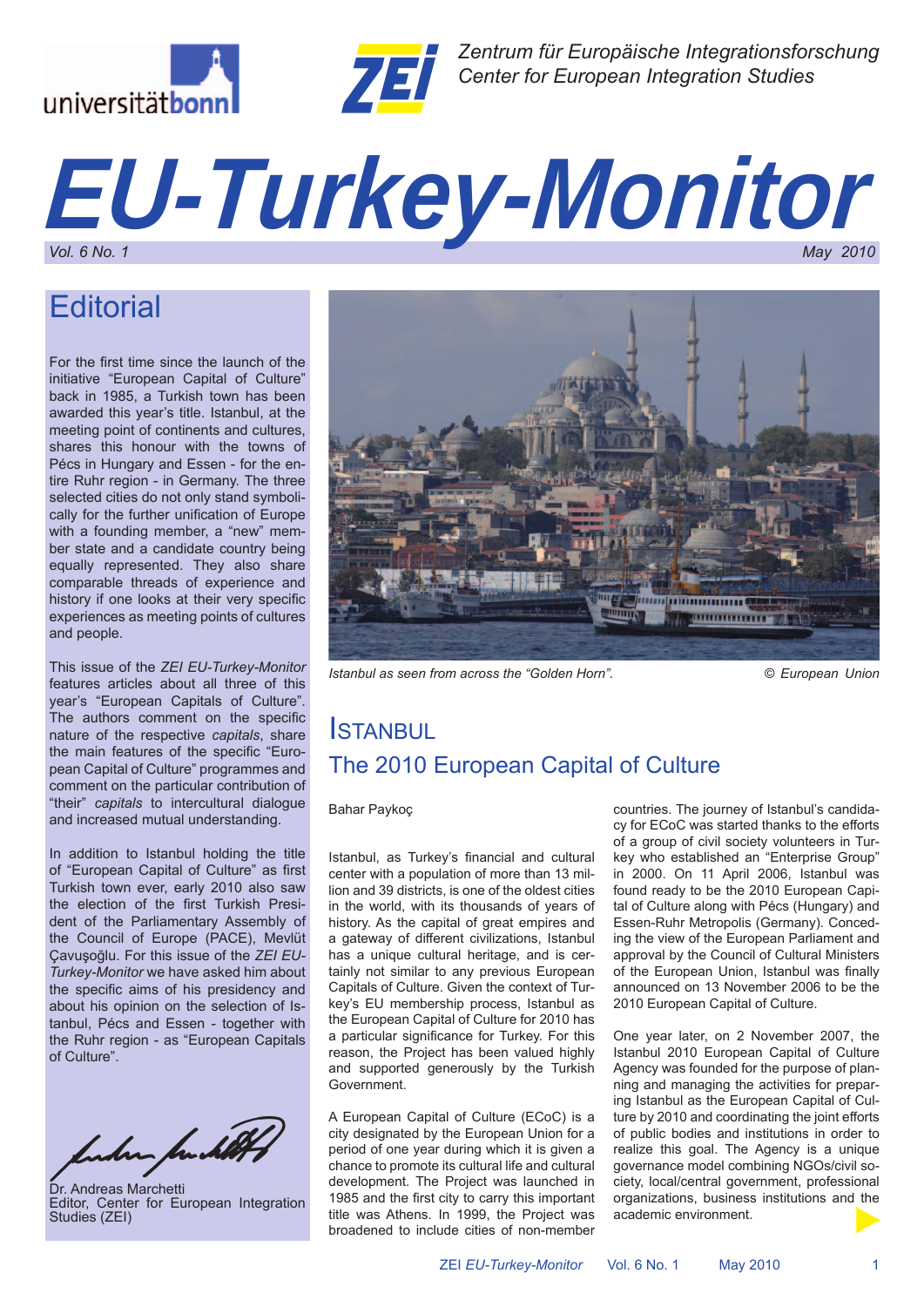Zentrum für Europäische Integrationsforschung
Center for European Integration Studies

# EU-Turkey-Monitor

Vol. 6 No. 1 May 2010

## Editorial

For the first time since the launch of the initiative "European Capital of Culture" back in 1985, a Turkish town has been awarded this year's title. Istanbul, at the meeting point of continents and cultures, shares this honour with the towns of Pécs in Hungary and Essen - for the entire Ruhr region - in Germany. The three selected cities do not only stand symbolically for the further unification of Europe with a founding member, a "new" member state and a candidate country being equally represented. They also share comparable threads of experience and history if one looks at their very specific experiences as meeting points of cultures and people.

This issue of the *ZEI EU-Turkey-Monitor* features articles about all three of this year's "European Capitals of Culture". The authors comment on the specific nature of the respective *capitals*, share the main features of the specific "European Capital of Culture" programmes and comment on the particular contribution of "their" *capitals* to intercultural dialogue and increased mutual understanding.

In addition to Istanbul holding the title of "European Capital of Culture" as first Turkish town ever, early 2010 also saw the election of the first Turkish President of the Parliamentary Assembly of the Council of Europe (PACE), Mevlüt Çavuşoğlu. For this issue of the *ZEI EU-Turkey-Monitor* we have asked him about the specific aims of his presidency and about his opinion on the selection of Istanbul, Pécs and Essen - together with the Ruhr region - as "European Capitals of Culture".

Dr. Andreas Marchetti
Editor, Center for European Integration Studies (ZEI)

*Istanbul as seen from across the "Golden Horn".* © *European Union*

## Istanbul
### The 2010 European Capital of Culture

Bahar Paykoç

Istanbul, as Turkey's financial and cultural center with a population of more than 13 million and 39 districts, is one of the oldest cities in the world, with its thousands of years of history. As the capital of great empires and a gateway of different civilizations, Istanbul has a unique cultural heritage, and is certainly not similar to any previous European Capitals of Culture. Given the context of Turkey's EU membership process, Istanbul as the European Capital of Culture for 2010 has a particular significance for Turkey. For this reason, the Project has been valued highly and supported generously by the Turkish Government.

A European Capital of Culture (ECoC) is a city designated by the European Union for a period of one year during which it is given a chance to promote its cultural life and cultural development. The Project was launched in 1985 and the first city to carry this important title was Athens. In 1999, the Project was broadened to include cities of non-member countries. The journey of Istanbul's candidacy for ECoC was started thanks to the efforts of a group of civil society volunteers in Turkey who established an "Enterprise Group" in 2000. On 11 April 2006, Istanbul was found ready to be the 2010 European Capital of Culture along with Pécs (Hungary) and Essen-Ruhr Metropolis (Germany). Conceding the view of the European Parliament and approval by the Council of Cultural Ministers of the European Union, Istanbul was finally announced on 13 November 2006 to be the 2010 European Capital of Culture.

One year later, on 2 November 2007, the Istanbul 2010 European Capital of Culture Agency was founded for the purpose of planning and managing the activities for preparing Istanbul as the European Capital of Culture by 2010 and coordinating the joint efforts of public bodies and institutions in order to realize this goal. The Agency is a unique governance model combining NGOs/civil society, local/central government, professional organizations, business institutions and the academic environment.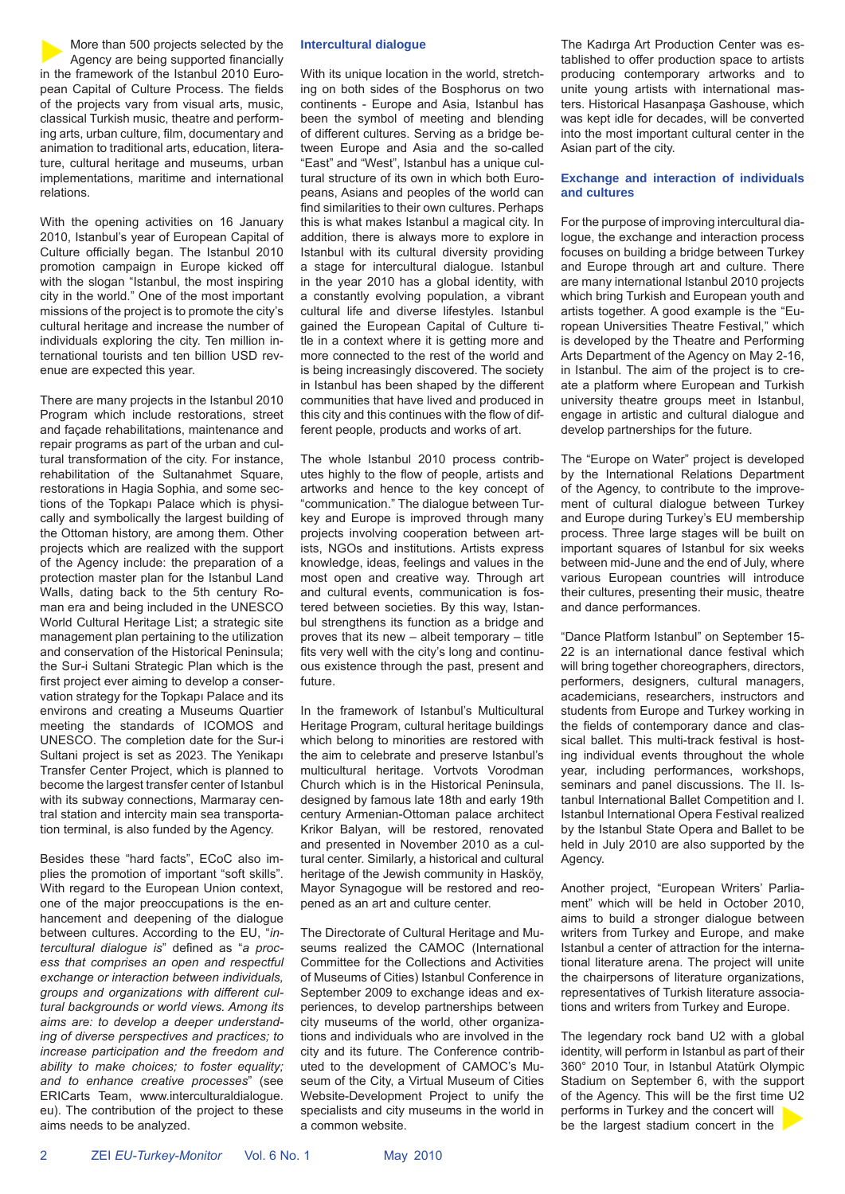More than 500 projects selected by the Agency are being supported financially in the framework of the Istanbul 2010 European Capital of Culture Process. The fields of the projects vary from visual arts, music, classical Turkish music, theatre and performing arts, urban culture, film, documentary and animation to traditional arts, education, literature, cultural heritage and museums, urban implementations, maritime and international relations.

With the opening activities on 16 January 2010, Istanbul's year of European Capital of Culture officially began. The Istanbul 2010 promotion campaign in Europe kicked off with the slogan "Istanbul, the most inspiring city in the world." One of the most important missions of the project is to promote the city's cultural heritage and increase the number of individuals exploring the city. Ten million international tourists and ten billion USD revenue are expected this year.

There are many projects in the Istanbul 2010 Program which include restorations, street and façade rehabilitations, maintenance and repair programs as part of the urban and cultural transformation of the city. For instance, rehabilitation of the Sultanahmet Square, restorations in Hagia Sophia, and some sections of the Topkapı Palace which is physically and symbolically the largest building of the Ottoman history, are among them. Other projects which are realized with the support of the Agency include: the preparation of a protection master plan for the Istanbul Land Walls, dating back to the 5th century Roman era and being included in the UNESCO World Cultural Heritage List; a strategic site management plan pertaining to the utilization and conservation of the Historical Peninsula; the Sur-i Sultani Strategic Plan which is the first project ever aiming to develop a conservation strategy for the Topkapı Palace and its environs and creating a Museums Quartier meeting the standards of ICOMOS and UNESCO. The completion date for the Sur-i Sultani project is set as 2023. The Yenikapı Transfer Center Project, which is planned to become the largest transfer center of Istanbul with its subway connections, Marmaray central station and intercity main sea transportation terminal, is also funded by the Agency.

Besides these "hard facts", ECoC also implies the promotion of important "soft skills". With regard to the European Union context, one of the major preoccupations is the enhancement and deepening of the dialogue between cultures. According to the EU, "*intercultural dialogue is*" defined as "*a process that comprises an open and respectful exchange or interaction between individuals, groups and organizations with different cultural backgrounds or world views. Among its aims are: to develop a deeper understanding of diverse perspectives and practices; to increase participation and the freedom and ability to make choices; to foster equality; and to enhance creative processes*" (see ERICarts Team, www.interculturaldialogue.eu). The contribution of the project to these aims needs to be analyzed.

### Intercultural dialogue

With its unique location in the world, stretching on both sides of the Bosphorus on two continents - Europe and Asia, Istanbul has been the symbol of meeting and blending of different cultures. Serving as a bridge between Europe and Asia and the so-called "East" and "West", Istanbul has a unique cultural structure of its own in which both Europeans, Asians and peoples of the world can find similarities to their own cultures. Perhaps this is what makes Istanbul a magical city. In addition, there is always more to explore in Istanbul with its cultural diversity providing a stage for intercultural dialogue. Istanbul in the year 2010 has a global identity, with a constantly evolving population, a vibrant cultural life and diverse lifestyles. Istanbul gained the European Capital of Culture title in a context where it is getting more and more connected to the rest of the world and is being increasingly discovered. The society in Istanbul has been shaped by the different communities that have lived and produced in this city and this continues with the flow of different people, products and works of art.

The whole Istanbul 2010 process contributes highly to the flow of people, artists and artworks and hence to the key concept of "communication." The dialogue between Turkey and Europe is improved through many projects involving cooperation between artists, NGOs and institutions. Artists express knowledge, ideas, feelings and values in the most open and creative way. Through art and cultural events, communication is fostered between societies. By this way, Istanbul strengthens its function as a bridge and proves that its new – albeit temporary – title fits very well with the city's long and continuous existence through the past, present and future.

In the framework of Istanbul's Multicultural Heritage Program, cultural heritage buildings which belong to minorities are restored with the aim to celebrate and preserve Istanbul's multicultural heritage. Vortvots Vorodman Church which is in the Historical Peninsula, designed by famous late 18th and early 19th century Armenian-Ottoman palace architect Krikor Balyan, will be restored, renovated and presented in November 2010 as a cultural center. Similarly, a historical and cultural heritage of the Jewish community in Hasköy, Mayor Synagogue will be restored and reopened as an art and culture center.

The Directorate of Cultural Heritage and Museums realized the CAMOC (International Committee for the Collections and Activities of Museums of Cities) Istanbul Conference in September 2009 to exchange ideas and experiences, to develop partnerships between city museums of the world, other organizations and individuals who are involved in the city and its future. The Conference contributed to the development of CAMOC's Museum of the City, a Virtual Museum of Cities Website-Development Project to unify the specialists and city museums in the world in a common website.

The Kadırga Art Production Center was established to offer production space to artists producing contemporary artworks and to unite young artists with international masters. Historical Hasanpaşa Gashouse, which was kept idle for decades, will be converted into the most important cultural center in the Asian part of the city.

### Exchange and interaction of individuals and cultures

For the purpose of improving intercultural dialogue, the exchange and interaction process focuses on building a bridge between Turkey and Europe through art and culture. There are many international Istanbul 2010 projects which bring Turkish and European youth and artists together. A good example is the "European Universities Theatre Festival," which is developed by the Theatre and Performing Arts Department of the Agency on May 2-16, in Istanbul. The aim of the project is to create a platform where European and Turkish university theatre groups meet in Istanbul, engage in artistic and cultural dialogue and develop partnerships for the future.

The "Europe on Water" project is developed by the International Relations Department of the Agency, to contribute to the improvement of cultural dialogue between Turkey and Europe during Turkey's EU membership process. Three large stages will be built on important squares of Istanbul for six weeks between mid-June and the end of July, where various European countries will introduce their cultures, presenting their music, theatre and dance performances.

"Dance Platform Istanbul" on September 15-22 is an international dance festival which will bring together choreographers, directors, performers, designers, cultural managers, academicians, researchers, instructors and students from Europe and Turkey working in the fields of contemporary dance and classical ballet. This multi-track festival is hosting individual events throughout the whole year, including performances, workshops, seminars and panel discussions. The II. Istanbul International Ballet Competition and I. Istanbul International Opera Festival realized by the Istanbul State Opera and Ballet to be held in July 2010 are also supported by the Agency.

Another project, "European Writers' Parliament" which will be held in October 2010, aims to build a stronger dialogue between writers from Turkey and Europe, and make Istanbul a center of attraction for the international literature arena. The project will unite the chairpersons of literature organizations, representatives of Turkish literature associations and writers from Turkey and Europe.

The legendary rock band U2 with a global identity, will perform in Istanbul as part of their 360° 2010 Tour, in Istanbul Atatürk Olympic Stadium on September 6, with the support of the Agency. This will be the first time U2 performs in Turkey and the concert will be the largest stadium concert in the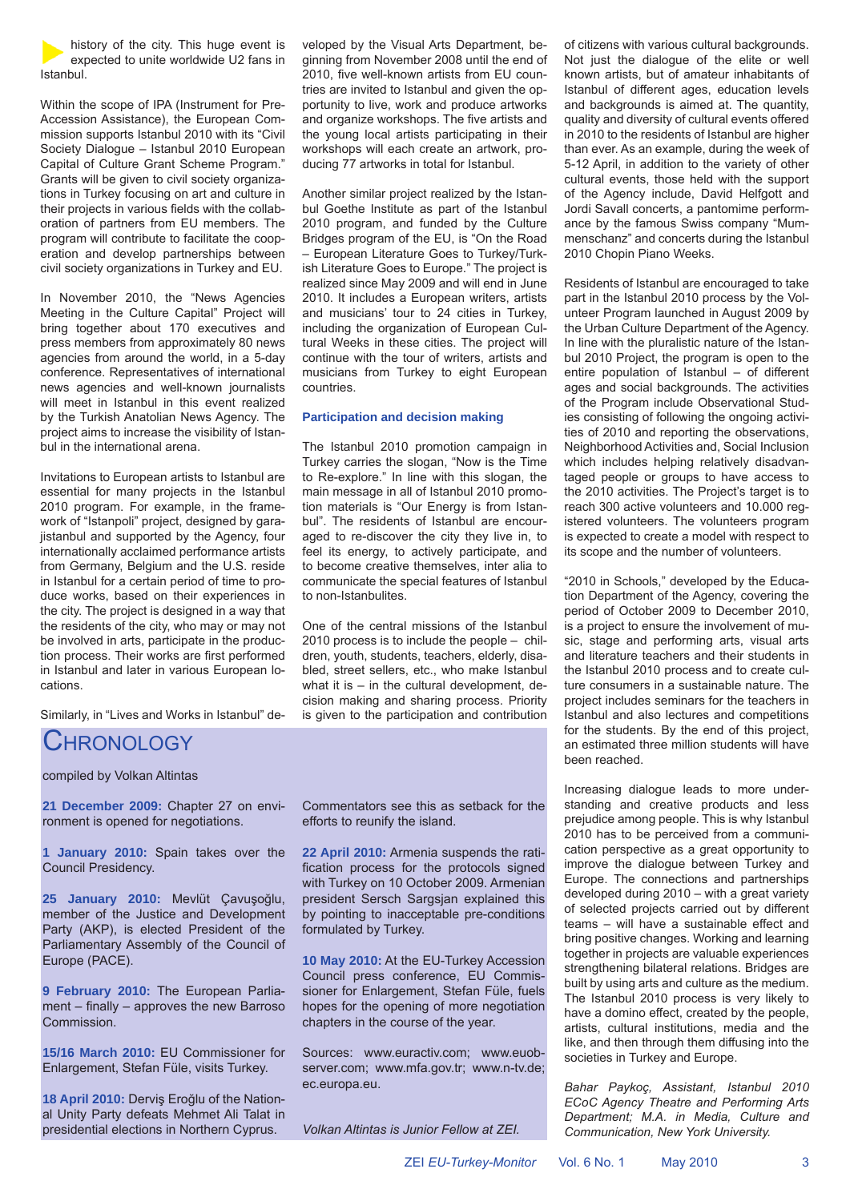history of the city. This huge event is expected to unite worldwide U2 fans in Istanbul.

Within the scope of IPA (Instrument for Pre-Accession Assistance), the European Commission supports Istanbul 2010 with its "Civil Society Dialogue – Istanbul 2010 European Capital of Culture Grant Scheme Program." Grants will be given to civil society organizations in Turkey focusing on art and culture in their projects in various fields with the collaboration of partners from EU members. The program will contribute to facilitate the cooperation and develop partnerships between civil society organizations in Turkey and EU.

In November 2010, the "News Agencies Meeting in the Culture Capital" Project will bring together about 170 executives and press members from approximately 80 news agencies from around the world, in a 5-day conference. Representatives of international news agencies and well-known journalists will meet in Istanbul in this event realized by the Turkish Anatolian News Agency. The project aims to increase the visibility of Istanbul in the international arena.

Invitations to European artists to Istanbul are essential for many projects in the Istanbul 2010 program. For example, in the framework of "Istanpoli" project, designed by garajistanbul and supported by the Agency, four internationally acclaimed performance artists from Germany, Belgium and the U.S. reside in Istanbul for a certain period of time to produce works, based on their experiences in the city. The project is designed in a way that the residents of the city, who may or may not be involved in arts, participate in the production process. Their works are first performed in Istanbul and later in various European locations.

Similarly, in "Lives and Works in Istanbul" developed by the Visual Arts Department, beginning from November 2008 until the end of 2010, five well-known artists from EU countries are invited to Istanbul and given the opportunity to live, work and produce artworks and organize workshops. The five artists and the young local artists participating in their workshops will each create an artwork, producing 77 artworks in total for Istanbul.

Another similar project realized by the Istanbul Goethe Institute as part of the Istanbul 2010 program, and funded by the Culture Bridges program of the EU, is "On the Road – European Literature Goes to Turkey/Turkish Literature Goes to Europe." The project is realized since May 2009 and will end in June 2010. It includes a European writers, artists and musicians' tour to 24 cities in Turkey, including the organization of European Cultural Weeks in these cities. The project will continue with the tour of writers, artists and musicians from Turkey to eight European countries.

### Participation and decision making

The Istanbul 2010 promotion campaign in Turkey carries the slogan, "Now is the Time to Re-explore." In line with this slogan, the main message in all of Istanbul 2010 promotion materials is "Our Energy is from Istanbul". The residents of Istanbul are encouraged to re-discover the city they live in, to feel its energy, to actively participate, and to become creative themselves, inter alia to communicate the special features of Istanbul to non-Istanbulites.

One of the central missions of the Istanbul 2010 process is to include the people – children, youth, students, teachers, elderly, disabled, street sellers, etc., who make Istanbul what it is – in the cultural development, decision making and sharing process. Priority is given to the participation and contribution of citizens with various cultural backgrounds. Not just the dialogue of the elite or well known artists, but of amateur inhabitants of Istanbul of different ages, education levels and backgrounds is aimed at. The quantity, quality and diversity of cultural events offered in 2010 to the residents of Istanbul are higher than ever. As an example, during the week of 5-12 April, in addition to the variety of other cultural events, those held with the support of the Agency include, David Helfgott and Jordi Savall concerts, a pantomime performance by the famous Swiss company "Mummenschanz" and concerts during the Istanbul 2010 Chopin Piano Weeks.

Residents of Istanbul are encouraged to take part in the Istanbul 2010 process by the Volunteer Program launched in August 2009 by the Urban Culture Department of the Agency. In line with the pluralistic nature of the Istanbul 2010 Project, the program is open to the entire population of Istanbul – of different ages and social backgrounds. The activities of the Program include Observational Studies consisting of following the ongoing activities of 2010 and reporting the observations, Neighborhood Activities and, Social Inclusion which includes helping relatively disadvantaged people or groups to have access to the 2010 activities. The Project's target is to reach 300 active volunteers and 10.000 registered volunteers. The volunteers program is expected to create a model with respect to its scope and the number of volunteers.

"2010 in Schools," developed by the Education Department of the Agency, covering the period of October 2009 to December 2010, is a project to ensure the involvement of music, stage and performing arts, visual arts and literature teachers and their students in the Istanbul 2010 process and to create culture consumers in a sustainable nature. The project includes seminars for the teachers in Istanbul and also lectures and competitions for the students. By the end of this project, an estimated three million students will have been reached.

Increasing dialogue leads to more understanding and creative products and less prejudice among people. This is why Istanbul 2010 has to be perceived from a communication perspective as a great opportunity to improve the dialogue between Turkey and Europe. The connections and partnerships developed during 2010 – with a great variety of selected projects carried out by different teams – will have a sustainable effect and bring positive changes. Working and learning together in projects are valuable experiences strengthening bilateral relations. Bridges are built by using arts and culture as the medium. The Istanbul 2010 process is very likely to have a domino effect, created by the people, artists, cultural institutions, media and the like, and then through them diffusing into the societies in Turkey and Europe.

*Bahar Paykoç, Assistant, Istanbul 2010 ECoC Agency Theatre and Performing Arts Department; M.A. in Media, Culture and Communication, New York University.*

## Chronology

compiled by Volkan Altintas

**21 December 2009:** Chapter 27 on environment is opened for negotiations.

**1 January 2010:** Spain takes over the Council Presidency.

**25 January 2010:** Mevlüt Çavuşoğlu, member of the Justice and Development Party (AKP), is elected President of the Parliamentary Assembly of the Council of Europe (PACE).

**9 February 2010:** The European Parliament – finally – approves the new Barroso Commission.

**15/16 March 2010:** EU Commissioner for Enlargement, Stefan Füle, visits Turkey.

**18 April 2010:** Derviş Eroğlu of the National Unity Party defeats Mehmet Ali Talat in presidential elections in Northern Cyprus. Commentators see this as setback for the efforts to reunify the island.

**22 April 2010:** Armenia suspends the ratification process for the protocols signed with Turkey on 10 October 2009. Armenian president Sersch Sargsjan explained this by pointing to inacceptable pre-conditions formulated by Turkey.

**10 May 2010:** At the EU-Turkey Accession Council press conference, EU Commissioner for Enlargement, Stefan Füle, fuels hopes for the opening of more negotiation chapters in the course of the year.

Sources: www.euractiv.com; www.euobserver.com; www.mfa.gov.tr; www.n-tv.de; ec.europa.eu.

*Volkan Altintas is Junior Fellow at ZEI.*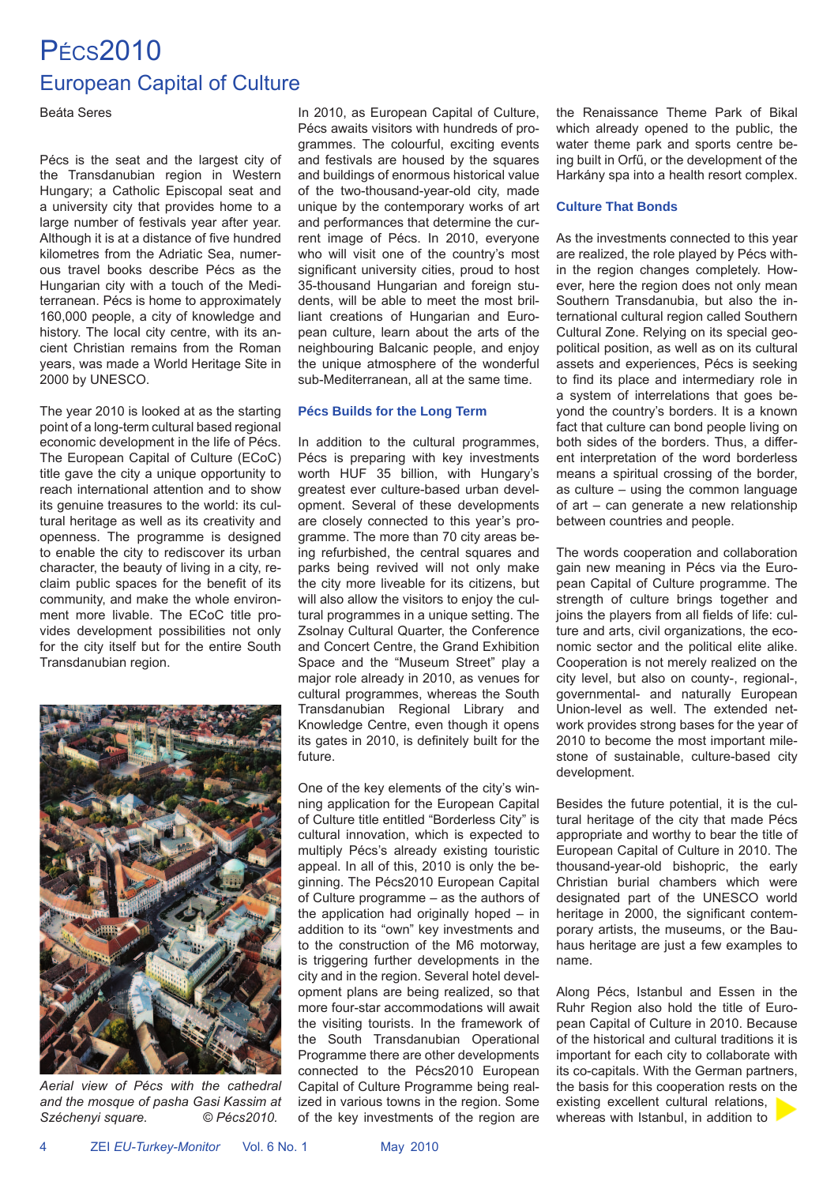# Pécs2010

## European Capital of Culture

Beáta Seres

Pécs is the seat and the largest city of the Transdanubian region in Western Hungary; a Catholic Episcopal seat and a university city that provides home to a large number of festivals year after year. Although it is at a distance of five hundred kilometres from the Adriatic Sea, numerous travel books describe Pécs as the Hungarian city with a touch of the Mediterranean. Pécs is home to approximately 160,000 people, a city of knowledge and history. The local city centre, with its ancient Christian remains from the Roman years, was made a World Heritage Site in 2000 by UNESCO.

The year 2010 is looked at as the starting point of a long-term cultural based regional economic development in the life of Pécs. The European Capital of Culture (ECoC) title gave the city a unique opportunity to reach international attention and to show its genuine treasures to the world: its cultural heritage as well as its creativity and openness. The programme is designed to enable the city to rediscover its urban character, the beauty of living in a city, reclaim public spaces for the benefit of its community, and make the whole environment more livable. The ECoC title provides development possibilities not only for the city itself but for the entire South Transdanubian region.

*Aerial view of Pécs with the cathedral and the mosque of pasha Gasi Kassim at Széchenyi square. © Pécs2010.*

In 2010, as European Capital of Culture, Pécs awaits visitors with hundreds of programmes. The colourful, exciting events and festivals are housed by the squares and buildings of enormous historical value of the two-thousand-year-old city, made unique by the contemporary works of art and performances that determine the current image of Pécs. In 2010, everyone who will visit one of the country's most significant university cities, proud to host 35-thousand Hungarian and foreign students, will be able to meet the most brilliant creations of Hungarian and European culture, learn about the arts of the neighbouring Balcanic people, and enjoy the unique atmosphere of the wonderful sub-Mediterranean, all at the same time.

### Pécs Builds for the Long Term

In addition to the cultural programmes, Pécs is preparing with key investments worth HUF 35 billion, with Hungary's greatest ever culture-based urban development. Several of these developments are closely connected to this year's programme. The more than 70 city areas being refurbished, the central squares and parks being revived will not only make the city more liveable for its citizens, but will also allow the visitors to enjoy the cultural programmes in a unique setting. The Zsolnay Cultural Quarter, the Conference and Concert Centre, the Grand Exhibition Space and the "Museum Street" play a major role already in 2010, as venues for cultural programmes, whereas the South Transdanubian Regional Library and Knowledge Centre, even though it opens its gates in 2010, is definitely built for the future.

One of the key elements of the city's winning application for the European Capital of Culture title entitled "Borderless City" is cultural innovation, which is expected to multiply Pécs's already existing touristic appeal. In all of this, 2010 is only the beginning. The Pécs2010 European Capital of Culture programme – as the authors of the application had originally hoped – in addition to its "own" key investments and to the construction of the M6 motorway, is triggering further developments in the city and in the region. Several hotel development plans are being realized, so that more four-star accommodations will await the visiting tourists. In the framework of the South Transdanubian Operational Programme there are other developments connected to the Pécs2010 European Capital of Culture programme being realized in various towns in the region. Some of the key investments of the region are the Renaissance Theme Park of Bikal which already opened to the public, the water theme park and sports centre being built in Orfű, or the development of the Harkány spa into a health resort complex.

### Culture That Bonds

As the investments connected to this year are realized, the role played by Pécs within the region changes completely. However, here the region does not only mean Southern Transdanubia, but also the international cultural region called Southern Cultural Zone. Relying on its special geopolitical position, as well as on its cultural assets and experiences, Pécs is seeking to find its place and intermediary role in a system of interrelations that goes beyond the country's borders. It is a known fact that culture can bond people living on both sides of the borders. Thus, a different interpretation of the word borderless means a spiritual crossing of the border, as culture – using the common language of art – can generate a new relationship between countries and people.

The words cooperation and collaboration gain new meaning in Pécs via the European Capital of Culture programme. The strength of culture brings together and joins the players from all fields of life: culture and arts, civil organizations, the economic sector and the political elite alike. Cooperation is not merely realized on the city level, but also on county-, regional-, governmental- and naturally European Union-level as well. The extended network provides strong bases for the year of 2010 to become the most important milestone of sustainable, culture-based city development.

Besides the future potential, it is the cultural heritage of the city that made Pécs appropriate and worthy to bear the title of European Capital of Culture in 2010. The thousand-year-old bishopric, the early Christian burial chambers which were designated part of the UNESCO world heritage in 2000, the significant contemporary artists, the museums, or the Bauhaus heritage are just a few examples to name.

Along Pécs, Istanbul and Essen in the Ruhr Region also hold the title of European Capital of Culture in 2010. Because of the historical and cultural traditions it is important for each city to collaborate with its co-capitals. With the German partners, the basis for this cooperation rests on the existing excellent cultural relations, whereas with Istanbul, in addition to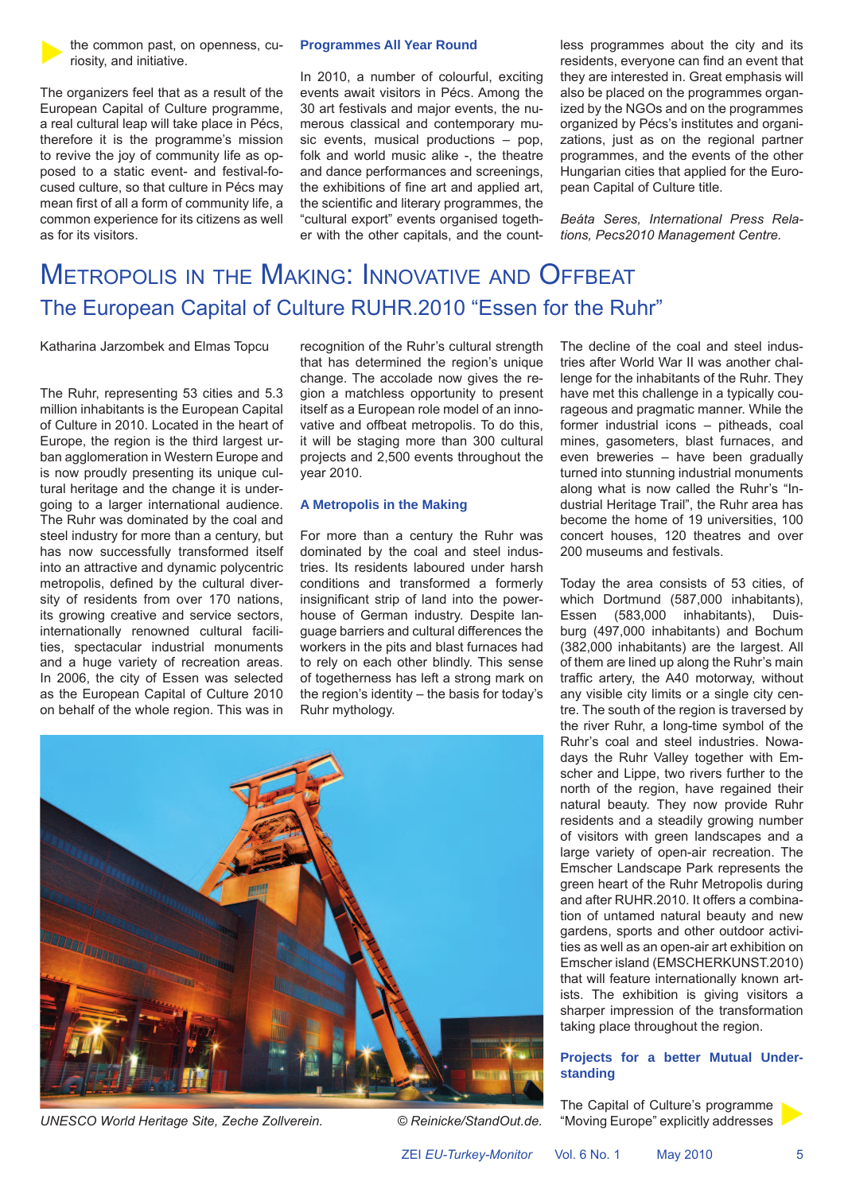the common past, on openness, curiosity, and initiative.

The organizers feel that as a result of the European Capital of Culture programme, a real cultural leap will take place in Pécs, therefore it is the programme's mission to revive the joy of community life as opposed to a static event- and festival-focused culture, so that culture in Pécs may mean first of all a form of community life, a common experience for its citizens as well as for its visitors.

### Programmes All Year Round

In 2010, a number of colourful, exciting events await visitors in Pécs. Among the 30 art festivals and major events, the numerous classical and contemporary music events, musical productions – pop, folk and world music alike -, the theatre and dance performances and screenings, the exhibitions of fine art and applied art, the scientific and literary programmes, the "cultural export" events organised together with the other capitals, and the countless programmes about the city and its residents, everyone can find an event that they are interested in. Great emphasis will also be placed on the programmes organized by the NGOs and on the programmes organized by Pécs's institutes and organizations, just as on the regional partner programmes, and the events of the other Hungarian cities that applied for the European Capital of Culture title.

*Beáta Seres, International Press Relations, Pecs2010 Management Centre.*

# Metropolis in the Making: Innovative and Offbeat

## The European Capital of Culture RUHR.2010 "Essen for the Ruhr"

Katharina Jarzombek and Elmas Topcu

The Ruhr, representing 53 cities and 5.3 million inhabitants is the European Capital of Culture in 2010. Located in the heart of Europe, the region is the third largest urban agglomeration in Western Europe and is now proudly presenting its unique cultural heritage and the change it is undergoing to a larger international audience. The Ruhr was dominated by the coal and steel industry for more than a century, but has now successfully transformed itself into an attractive and dynamic polycentric metropolis, defined by the cultural diversity of residents from over 170 nations, its growing creative and service sectors, internationally renowned cultural facilities, spectacular industrial monuments and a huge variety of recreation areas. In 2006, the city of Essen was selected as the European Capital of Culture 2010 on behalf of the whole region. This was in recognition of the Ruhr's cultural strength that has determined the region's unique change. The accolade now gives the region a matchless opportunity to present itself as a European role model of an innovative and offbeat metropolis. To do this, it will be staging more than 300 cultural projects and 2,500 events throughout the year 2010.

### A Metropolis in the Making

For more than a century the Ruhr was dominated by the coal and steel industries. Its residents laboured under harsh conditions and transformed a formerly insignificant strip of land into the powerhouse of German industry. Despite language barriers and cultural differences the workers in the pits and blast furnaces had to rely on each other blindly. This sense of togetherness has left a strong mark on the region's identity – the basis for today's Ruhr mythology.

*UNESCO World Heritage Site, Zeche Zollverein.* *© Reinicke/StandOut.de.*

The decline of the coal and steel industries after World War II was another challenge for the inhabitants of the Ruhr. They have met this challenge in a typically courageous and pragmatic manner. While the former industrial icons – pitheads, coal mines, gasometers, blast furnaces, and even breweries – have been gradually turned into stunning industrial monuments along what is now called the Ruhr's "Industrial Heritage Trail", the Ruhr area has become the home of 19 universities, 100 concert houses, 120 theatres and over 200 museums and festivals.

Today the area consists of 53 cities, of which Dortmund (587,000 inhabitants), Essen (583,000 inhabitants), Duisburg (497,000 inhabitants) and Bochum (382,000 inhabitants) are the largest. All of them are lined up along the Ruhr's main traffic artery, the A40 motorway, without any visible city limits or a single city centre. The south of the region is traversed by the river Ruhr, a long-time symbol of the Ruhr's coal and steel industries. Nowadays the Ruhr Valley together with Emscher and Lippe, two rivers further to the north of the region, have regained their natural beauty. They now provide Ruhr residents and a steadily growing number of visitors with green landscapes and a large variety of open-air recreation. The Emscher Landscape Park represents the green heart of the Ruhr Metropolis during and after RUHR.2010. It offers a combination of untamed natural beauty and new gardens, sports and other outdoor activities as well as an open-air art exhibition on Emscher island (EMSCHERKUNST.2010) that will feature internationally known artists. The exhibition is giving visitors a sharper impression of the transformation taking place throughout the region.

### Projects for a better Mutual Understanding

The Capital of Culture's programme "Moving Europe" explicitly addresses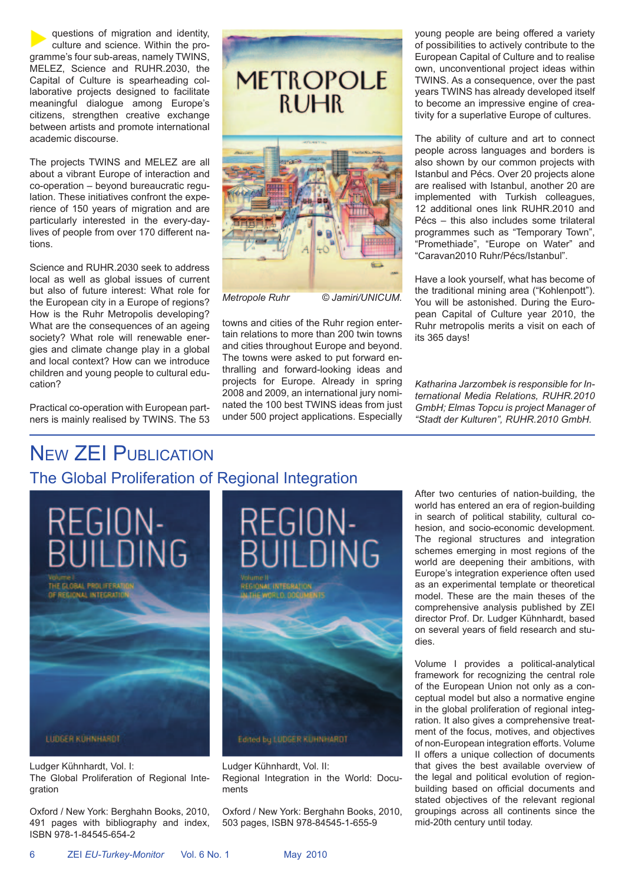questions of migration and identity, culture and science. Within the programme's four sub-areas, namely TWINS, MELEZ, Science and RUHR.2030, the Capital of Culture is spearheading collaborative projects designed to facilitate meaningful dialogue among Europe's citizens, strengthen creative exchange between artists and promote international academic discourse.

The projects TWINS and MELEZ are all about a vibrant Europe of interaction and co-operation – beyond bureaucratic regulation. These initiatives confront the experience of 150 years of migration and are particularly interested in the every-day-lives of people from over 170 different nations.

Science and RUHR.2030 seek to address local as well as global issues of current but also of future interest: What role for the European city in a Europe of regions? How is the Ruhr Metropolis developing? What are the consequences of an ageing society? What role will renewable energies and climate change play in a global and local context? How can we introduce children and young people to cultural education?

Practical co-operation with European partners is mainly realised by TWINS. The 53 towns and cities of the Ruhr region entertain relations to more than 200 twin towns and cities throughout Europe and beyond. The towns were asked to put forward enthralling and forward-looking ideas and projects for Europe. Already in spring 2008 and 2009, an international jury nominated the 100 best TWINS ideas from just under 500 project applications. Especially young people are being offered a variety of possibilities to actively contribute to the European Capital of Culture and to realise own, unconventional project ideas within TWINS. As a consequence, over the past years TWINS has already developed itself to become an impressive engine of creativity for a superlative Europe of cultures.

*Metropole Ruhr* © *Jamiri/UNICUM.*

The ability of culture and art to connect people across languages and borders is also shown by our common projects with Istanbul and Pécs. Over 20 projects alone are realised with Istanbul, another 20 are implemented with Turkish colleagues, 12 additional ones link RUHR.2010 and Pécs – this also includes some trilateral programmes such as "Temporary Town", "Promethiade", "Europe on Water" and "Caravan2010 Ruhr/Pécs/Istanbul".

Have a look yourself, what has become of the traditional mining area ("Kohlenpott"). You will be astonished. During the European Capital of Culture year 2010, the Ruhr metropolis merits a visit on each of its 365 days!

*Katharina Jarzombek is responsible for International Media Relations, RUHR.2010 GmbH; Elmas Topcu is project Manager of "Stadt der Kulturen", RUHR.2010 GmbH.*

# New ZEI Publication

## The Global Proliferation of Regional Integration

Ludger Kühnhardt, Vol. I:
The Global Proliferation of Regional Integration

Oxford / New York: Berghahn Books, 2010, 491 pages with bibliography and index, ISBN 978-1-84545-654-2

Ludger Kühnhardt, Vol. II:
Regional Integration in the World: Documents

Oxford / New York: Berghahn Books, 2010, 503 pages, ISBN 978-84545-1-655-9

After two centuries of nation-building, the world has entered an era of region-building in search of political stability, cultural cohesion, and socio-economic development. The regional structures and integration schemes emerging in most regions of the world are deepening their ambitions, with Europe's integration experience often used as an experimental template or theoretical model. These are the main theses of the comprehensive analysis published by ZEI director Prof. Dr. Ludger Kühnhardt, based on several years of field research and studies.

Volume I provides a political-analytical framework for recognizing the central role of the European Union not only as a conceptual model but also a normative engine in the global proliferation of regional integration. It also gives a comprehensive treatment of the focus, motives, and objectives of non-European integration efforts. Volume II offers a unique collection of documents that gives the best available overview of the legal and political evolution of region-building based on official documents and stated objectives of the relevant regional groupings across all continents since the mid-20th century until today.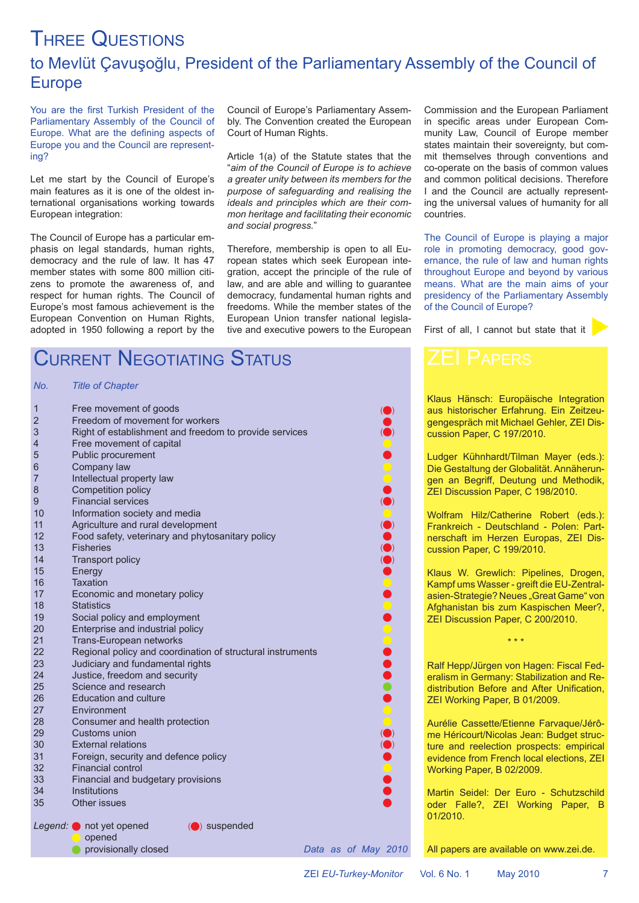# Three Questions

## to Mevlüt Çavuşoğlu, President of the Parliamentary Assembly of the Council of Europe

**You are the first Turkish President of the Parliamentary Assembly of the Council of Europe. What are the defining aspects of Europe you and the Council are representing?**

Let me start by the Council of Europe's main features as it is one of the oldest international organisations working towards European integration:

The Council of Europe has a particular emphasis on legal standards, human rights, democracy and the rule of law. It has 47 member states with some 800 million citizens to promote the awareness of, and respect for human rights. The Council of Europe's most famous achievement is the European Convention on Human Rights, adopted in 1950 following a report by the Council of Europe's Parliamentary Assembly. The Convention created the European Court of Human Rights.

Article 1(a) of the Statute states that the "*aim of the Council of Europe is to achieve a greater unity between its members for the purpose of safeguarding and realising the ideals and principles which are their common heritage and facilitating their economic and social progress.*"

Therefore, membership is open to all European states which seek European integration, accept the principle of the rule of law, and are able and willing to guarantee democracy, fundamental human rights and freedoms. While the member states of the European Union transfer national legislative and executive powers to the European Commission and the European Parliament in specific areas under European Community Law, Council of Europe member states maintain their sovereignty, but commit themselves through conventions and co-operate on the basis of common values and common political decisions. Therefore I and the Council are actually representing the universal values of humanity for all countries.

**The Council of Europe is playing a major role in promoting democracy, good governance, the rule of law and human rights throughout Europe and beyond by various means. What are the main aims of your presidency of the Parliamentary Assembly of the Council of Europe?**

First of all, I cannot but state that it ▶

# Current Negotiating Status

| *No.* | *Title of Chapter* | Status |
|---|---|---|
| 1 | Free movement of goods | (●) suspended |
| 2 | Freedom of movement for workers | ● not yet opened |
| 3 | Right of establishment and freedom to provide services | (●) suspended |
| 4 | Free movement of capital | ● opened |
| 5 | Public procurement | ● not yet opened |
| 6 | Company law | ● opened |
| 7 | Intellectual property law | ● opened |
| 8 | Competition policy | ● not yet opened |
| 9 | Financial services | (●) suspended |
| 10 | Information society and media | ● opened |
| 11 | Agriculture and rural development | (●) suspended |
| 12 | Food safety, veterinary and phytosanitary policy | ● not yet opened |
| 13 | Fisheries | (●) suspended |
| 14 | Transport policy | (●) suspended |
| 15 | Energy | ● not yet opened |
| 16 | Taxation | ● opened |
| 17 | Economic and monetary policy | ● not yet opened |
| 18 | Statistics | ● opened |
| 19 | Social policy and employment | ● not yet opened |
| 20 | Enterprise and industrial policy | ● opened |
| 21 | Trans-European networks | ● opened |
| 22 | Regional policy and coordination of structural instruments | ● not yet opened |
| 23 | Judiciary and fundamental rights | ● not yet opened |
| 24 | Justice, freedom and security | ● not yet opened |
| 25 | Science and research | ● provisionally closed |
| 26 | Education and culture | ● not yet opened |
| 27 | Environment | ● opened |
| 28 | Consumer and health protection | ● opened |
| 29 | Customs union | (●) suspended |
| 30 | External relations | (●) suspended |
| 31 | Foreign, security and defence policy | ● not yet opened |
| 32 | Financial control | ● opened |
| 33 | Financial and budgetary provisions | ● not yet opened |
| 34 | Institutions | ● not yet opened |
| 35 | Other issues | ● not yet opened |

*Legend:* ● (red) not yet opened; ● (yellow) opened; ● (green) provisionally closed; (●) suspended

*Data as of May 2010*

# ZEI Papers

Klaus Hänsch: Europäische Integration aus historischer Erfahrung. Ein Zeitzeugengespräch mit Michael Gehler, ZEI Discussion Paper, C 197/2010.

Ludger Kühnhardt/Tilman Mayer (eds.): Die Gestaltung der Globalität. Annäherungen an Begriff, Deutung und Methodik, ZEI Discussion Paper, C 198/2010.

Wolfram Hilz/Catherine Robert (eds.): Frankreich - Deutschland - Polen: Partnerschaft im Herzen Europas, ZEI Discussion Paper, C 199/2010.

Klaus W. Grewlich: Pipelines, Drogen, Kampf ums Wasser - greift die EU-Zentralasien-Strategie? Neues „Great Game" von Afghanistan bis zum Kaspischen Meer?, ZEI Discussion Paper, C 200/2010.

\* \* \*

Ralf Hepp/Jürgen von Hagen: Fiscal Federalism in Germany: Stabilization and Redistribution Before and After Unification, ZEI Working Paper, B 01/2009.

Aurélie Cassette/Etienne Farvaque/Jérôme Héricourt/Nicolas Jean: Budget structure and reelection prospects: empirical evidence from French local elections, ZEI Working Paper, B 02/2009.

Martin Seidel: Der Euro - Schutzschild oder Falle?, ZEI Working Paper, B 01/2010.

All papers are available on www.zei.de.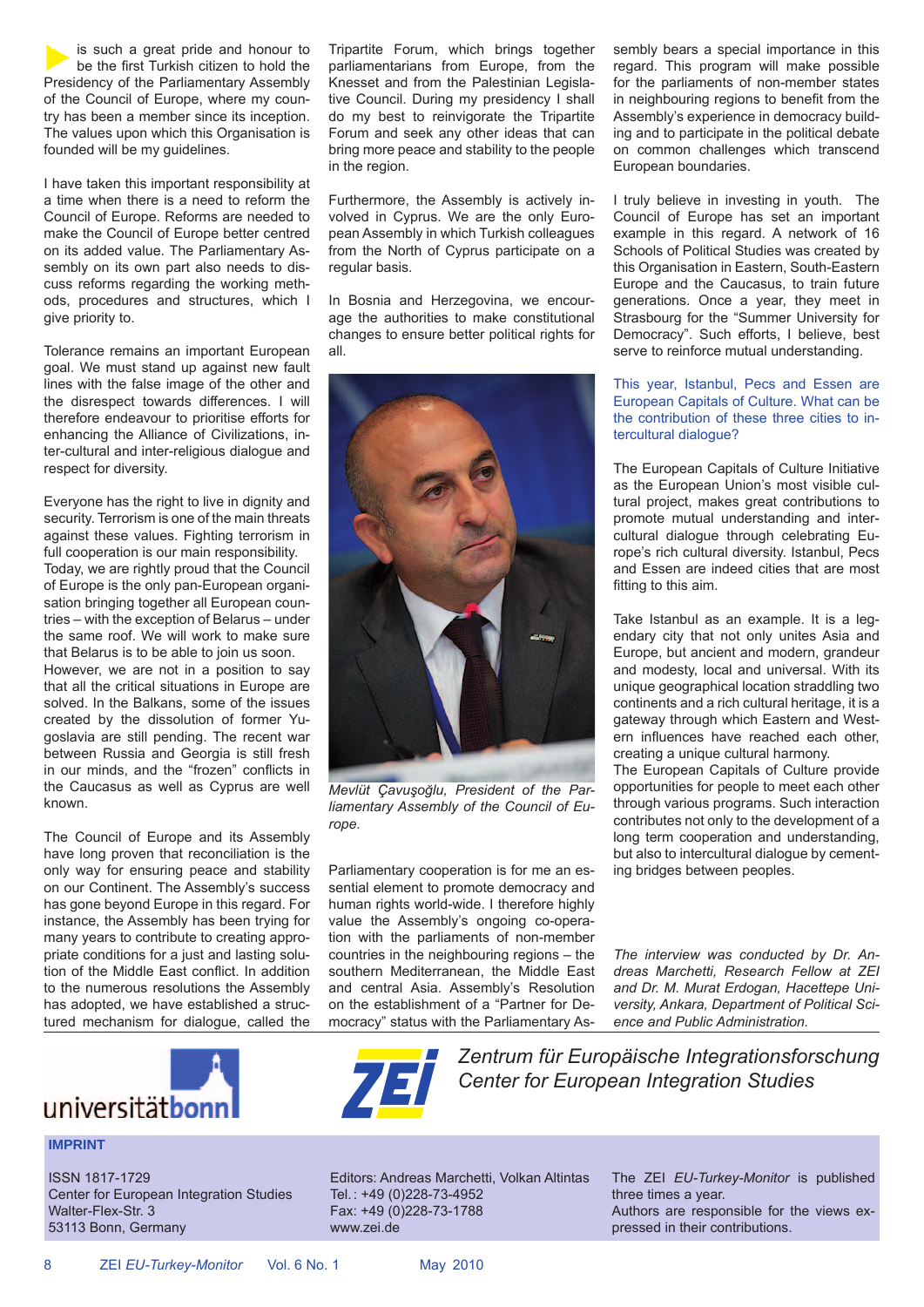It is such a great pride and honour to be the first Turkish citizen to hold the Presidency of the Parliamentary Assembly of the Council of Europe, where my country has been a member since its inception. The values upon which this Organisation is founded will be my guidelines.

I have taken this important responsibility at a time when there is a need to reform the Council of Europe. Reforms are needed to make the Council of Europe better centred on its added value. The Parliamentary Assembly on its own part also needs to discuss reforms regarding the working methods, procedures and structures, which I give priority to.

Tolerance remains an important European goal. We must stand up against new fault lines with the false image of the other and the disrespect towards differences. I will therefore endeavour to prioritise efforts for enhancing the Alliance of Civilizations, inter-cultural and inter-religious dialogue and respect for diversity.

Everyone has the right to live in dignity and security. Terrorism is one of the main threats against these values. Fighting terrorism in full cooperation is our main responsibility. Today, we are rightly proud that the Council of Europe is the only pan-European organisation bringing together all European countries – with the exception of Belarus – under the same roof. We will work to make sure that Belarus is to be able to join us soon. However, we are not in a position to say that all the critical situations in Europe are solved. In the Balkans, some of the issues created by the dissolution of former Yugoslavia are still pending. The recent war between Russia and Georgia is still fresh in our minds, and the "frozen" conflicts in the Caucasus as well as Cyprus are well known.

The Council of Europe and its Assembly have long proven that reconciliation is the only way for ensuring peace and stability on our Continent. The Assembly's success has gone beyond Europe in this regard. For instance, the Assembly has been trying for many years to contribute to creating appropriate conditions for a just and lasting solution of the Middle East conflict. In addition to the numerous resolutions the Assembly has adopted, we have established a structured mechanism for dialogue, called the Tripartite Forum, which brings together parliamentarians from Europe, from the Knesset and from the Palestinian Legislative Council. During my presidency I shall do my best to reinvigorate the Tripartite Forum and seek any other ideas that can bring more peace and stability to the people in the region.

Furthermore, the Assembly is actively involved in Cyprus. We are the only European Assembly in which Turkish colleagues from the North of Cyprus participate on a regular basis.

In Bosnia and Herzegovina, we encourage the authorities to make constitutional changes to ensure better political rights for all.

*Mevlüt Çavuşoğlu, President of the Parliamentary Assembly of the Council of Europe.*

Parliamentary cooperation is for me an essential element to promote democracy and human rights world-wide. I therefore highly value the Assembly's ongoing co-operation with the parliaments of non-member countries in the neighbouring regions – the southern Mediterranean, the Middle East and central Asia. Assembly's Resolution on the establishment of a "Partner for Democracy" status with the Parliamentary Assembly bears a special importance in this regard. This program will make possible for the parliaments of non-member states in neighbouring regions to benefit from the Assembly's experience in democracy building and to participate in the political debate on common challenges which transcend European boundaries.

I truly believe in investing in youth. The Council of Europe has set an important example in this regard. A network of 16 Schools of Political Studies was created by this Organisation in Eastern, South-Eastern Europe and the Caucasus, to train future generations. Once a year, they meet in Strasbourg for the "Summer University for Democracy". Such efforts, I believe, best serve to reinforce mutual understanding.

**This year, Istanbul, Pecs and Essen are European Capitals of Culture. What can be the contribution of these three cities to intercultural dialogue?**

The European Capitals of Culture Initiative as the European Union's most visible cultural project, makes great contributions to promote mutual understanding and intercultural dialogue through celebrating Europe's rich cultural diversity. Istanbul, Pecs and Essen are indeed cities that are most fitting to this aim.

Take Istanbul as an example. It is a legendary city that not only unites Asia and Europe, but ancient and modern, grandeur and modesty, local and universal. With its unique geographical location straddling two continents and a rich cultural heritage, it is a gateway through which Eastern and Western influences have reached each other, creating a unique cultural harmony.
The European Capitals of Culture provide opportunities for people to meet each other through various programs. Such interaction contributes not only to the development of a long term cooperation and understanding, but also to intercultural dialogue by cementing bridges between peoples.

*The interview was conducted by Dr. Andreas Marchetti, Research Fellow at ZEI and Dr. M. Murat Erdogan, Hacettepe University, Ankara, Department of Political Science and Public Administration.*

universitätbonn

ZEI *Zentrum für Europäische Integrationsforschung*
*Center for European Integration Studies*

**IMPRINT**

ISSN 1817-1729
Center for European Integration Studies
Walter-Flex-Str. 3
53113 Bonn, Germany

Editors: Andreas Marchetti, Volkan Altintas
Tel.: +49 (0)228-73-4952
Fax: +49 (0)228-73-1788
www.zei.de

The ZEI *EU-Turkey-Monitor* is published three times a year.
Authors are responsible for the views expressed in their contributions.